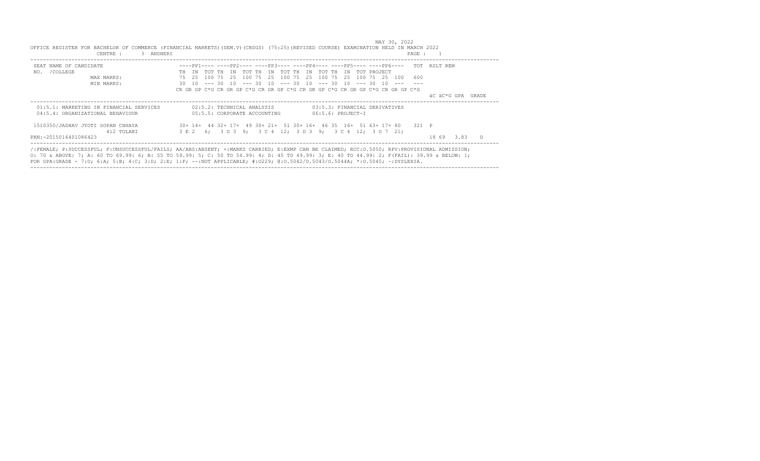MAY 30, 2022

OFFICE REGISTER FOR BACHELOR OF COMMERCE (FINANCIAL MARKETS)(SEM.V)(CBSGS) (75:25)(REVISED COURSE) EXAMINATION HELD IN MARCH 2022

CENTRE : 3 ANDHERI PAGE : 1

```
SEAT NAME OF CANDIDATE                 ----PP1---- ----PP2---- ----PP3---- ----PP4---- ----PP5---- ----PP6----  TOT  RSLT REM
NO. /COLLEGE                           TH  IN  TOT TH  IN  TOT TH  IN  TOT TH  IN  TOT TH  IN  TOT PROJECT
               MAX MARKS:              75  25  100 75  25  100 75  25  100 75  25  100 75  25  100 75  25  100   600
               MIN MARKS:              30  10  --- 30  10  --- 30  10  --- 30  10  --- 30  10  --- 30  10  ---   ---
                                       CR GR GP C*G CR GR GP C*G CR GR GP C*G CR GR GP C*G CR GR GP C*G CR GR GP C*G
                                                                                                              äC äC*G GPA  GRADE

01:5.1: MARKETING IN FINANCIAL SERVICES        02:5.2: TECHNICAL ANALYSIS          03:5.3: FINANCIAL DERIVATIVES
04:5.4: ORGANIZATIONAL BEHAVIOUR               05:5.5: CORPORATE ACCOUNTING        06:5.6: PROJECT-I

1510350/JADHAV JYOTI SOPAN CHHAYA      30+ 14+  44 32+ 17+  49 30+ 21+  51 30+ 16+  46 35  16+  51 63+ 17+ 80   321  P
              412 TOLANI               3 E 2  6;  3 D 3  9;  3 C 4  12;  3 D 3  9;  3 C 4  12;  3 O 7  21;
PRN:~2015016401086423                                                                                          18 69  3.83   D
```

/:FEMALE; P:SUCCESSFUL; F:UNSUCCESSFUL/FAILS; AA/ABS:ABSENT; +:MARKS CARRIED; E:EXMP CAN BE CLAIMED; RCC:O.5050; RPV:PROVISIONAL ADMISSION;
O: 70 & ABOVE: 7; A: 60 TO 69.99: 6; B: 55 TO 59.99: 5; C: 50 TO 54.99: 4; D: 45 TO 49.99: 3; E: 40 TO 44.99: 2; F(FAIL): 39.99 & BELOW: 1;
FOR GPA:GRADE - 7:O; 6:A; 5:B; 4:C; 3:D; 2:E; 1:F; --:NOT APPLICABLE; #:O229; @:O.5042/O.5043/O.5044A; *:O.5045; ~:DYSLEXIA.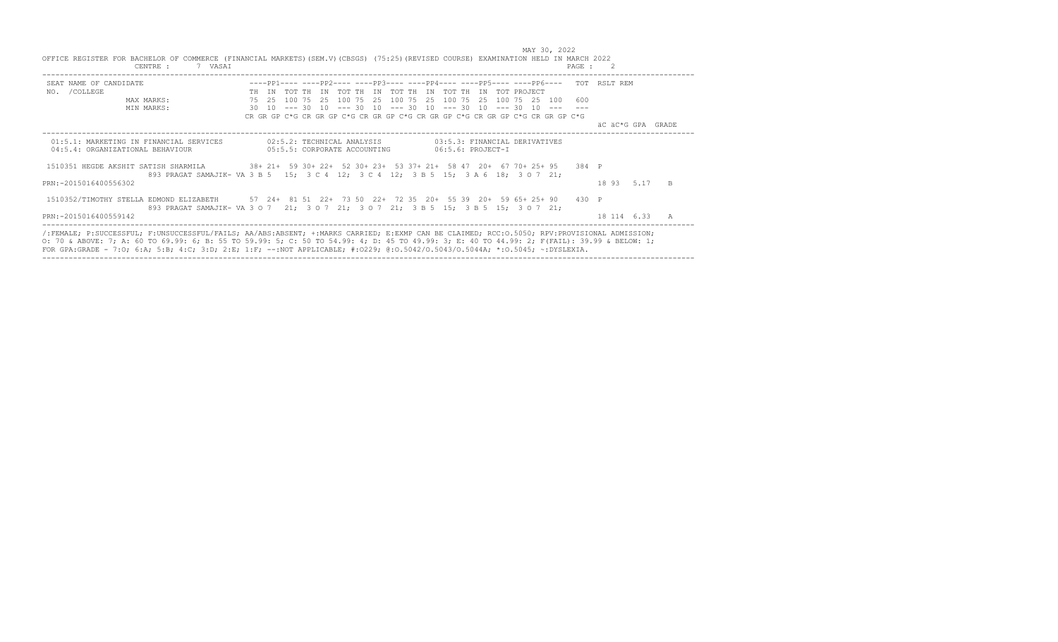MAY 30, 2022

OFFICE REGISTER FOR BACHELOR OF COMMERCE (FINANCIAL MARKETS)(SEM.V)(CBSGS) (75:25)(REVISED COURSE) EXAMINATION HELD IN MARCH 2022

CENTRE : 7 VASAI

```
SEAT NAME OF CANDIDATE                    ----PP1---- ----PP2---- ----PP3---- ----PP4---- ----PP5---- ----PP6----   TOT  RSLT REM
NO.  /COLLEGE                             TH  IN  TOT TH  IN  TOT TH  IN  TOT TH  IN  TOT TH  IN  TOT PROJECT
                MAX MARKS:                75  25  100 75  25  100 75  25  100 75  25  100 75  25  100 75  25  100   600
                MIN MARKS:                30  10  --- 30  10  --- 30  10  --- 30  10  --- 30  10  --- 30  10  ---   ---
                                          CR GR GP C*G CR GR GP C*G CR GR GP C*G CR GR GP C*G CR GR GP C*G CR GR GP C*G
                                                                                                                       äC äC*G GPA  GRADE
```

```
 01:5.1: MARKETING IN FINANCIAL SERVICES          02:5.2: TECHNICAL ANALYSIS           03:5.3: FINANCIAL DERIVATIVES
 04:5.4: ORGANIZATIONAL BEHAVIOUR                 05:5.5: CORPORATE ACCOUNTING         06:5.6: PROJECT-I

 1510351 HEGDE AKSHIT SATISH SHARMILA       38+ 21+  59 30+ 22+  52 30+ 23+  53 37+ 21+  58 47  20+  67 70+ 25+ 95    384  P
                  893 PRAGAT SAMAJIK- VA 3 B 5   15;  3 C 4  12;  3 C 4  12;  3 B 5  15;  3 A 6  18;  3 O 7  21;
PRN:-2015016400556302                                                                                                   18 93   5.17   B

 1510352/TIMOTHY STELLA EDMOND ELIZABETH    57  24+  81 51  22+  73 50  22+  72 35  20+  55 39  20+  59 65+ 25+ 90    430  P
                  893 PRAGAT SAMAJIK- VA 3 O 7   21;  3 O 7  21;  3 O 7  21;  3 B 5  15;  3 B 5  15;  3 O 7  21;
PRN:-2015016400559142                                                                                                   18 114  6.33   A
```

/:FEMALE; P:SUCCESSFUL; F:UNSUCCESSFUL/FAILS; AA/ABS:ABSENT; +:MARKS CARRIED; E:EXMP CAN BE CLAIMED; RCC:O.5050; RPV:PROVISIONAL ADMISSION; O: 70 & ABOVE: 7; A: 60 TO 69.99: 6; B: 55 TO 59.99: 5; C: 50 TO 54.99: 4; D: 45 TO 49.99: 3; E: 40 TO 44.99: 2; F(FAIL): 39.99 & BELOW: 1; FOR GPA:GRADE - 7:O; 6:A; 5:B; 4:C; 3:D; 2:E; 1:F; --:NOT APPLICABLE; #:O229; @:O.5042/O.5043/O.5044A; *:O.5045; ~:DYSLEXIA.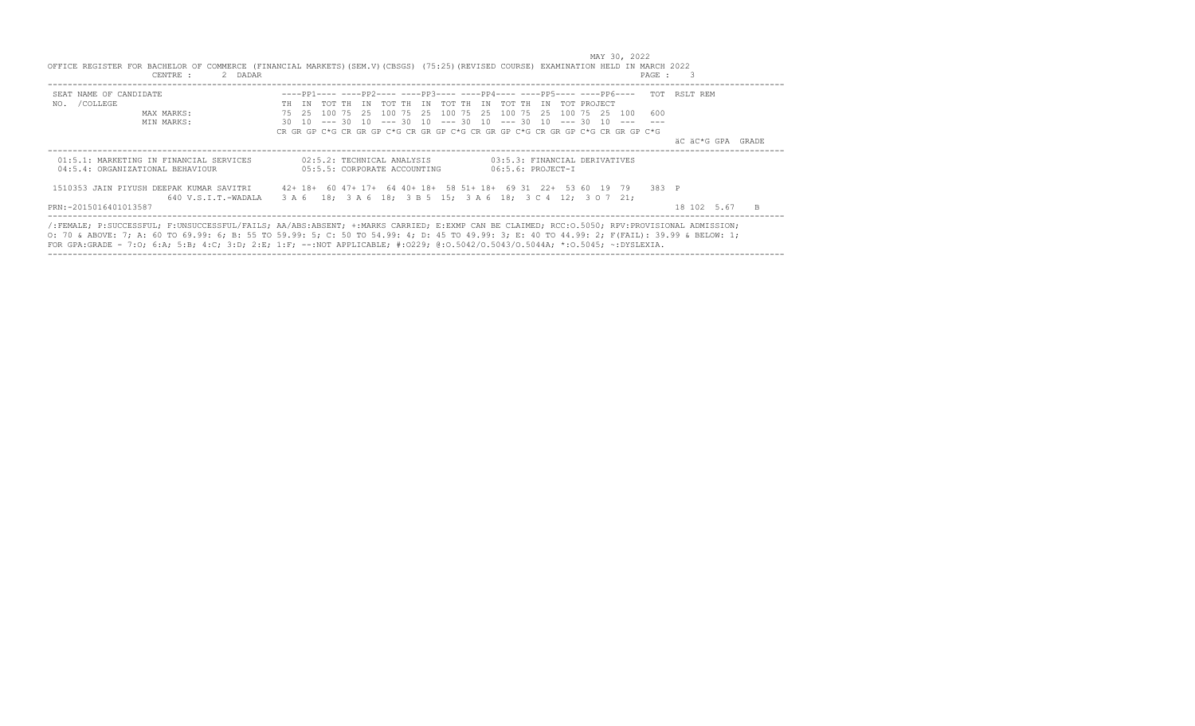MAY 30, 2022

OFFICE REGISTER FOR BACHELOR OF COMMERCE (FINANCIAL MARKETS)(SEM.V)(CBSGS) (75:25)(REVISED COURSE) EXAMINATION HELD IN MARCH 2022

CENTRE : 2 DADAR

| SEAT NO. | NAME OF CANDIDATE /COLLEGE | | ----PP1---- | | | ----PP2---- | | | ----PP3---- | | | ----PP4---- | | | ----PP5---- | | | ----PP6---- | | | TOT | RSLT | REM |
|---|---|---|---|---|---|---|---|---|---|---|---|---|---|---|---|---|---|---|---|---|---|---|---|
| | | | TH | IN | TOT | TH | IN | TOT | TH | IN | TOT | TH | IN | TOT | TH | IN | TOT | PROJECT | | | | | |
| | MAX MARKS: | | 75 | 25 | 100 | 75 | 25 | 100 | 75 | 25 | 100 | 75 | 25 | 100 | 75 | 25 | 100 | 75 | 25 | 100 | 600 | | |
| | MIN MARKS: | | 30 | 10 | --- | 30 | 10 | --- | 30 | 10 | --- | 30 | 10 | --- | 30 | 10 | --- | 30 | 10 | --- | --- | | |

CR GR GP C*G CR GR GP C*G CR GR GP C*G CR GR GP C*G CR GR GP C*G CR GR GP C*G | äC äC*G GPA GRADE

01:5.1: MARKETING IN FINANCIAL SERVICES | 02:5.2: TECHNICAL ANALYSIS | 03:5.3: FINANCIAL DERIVATIVES
04:5.4: ORGANIZATIONAL BEHAVIOUR | 05:5.5: CORPORATE ACCOUNTING | 06:5.6: PROJECT-I

```
1510353 JAIN PIYUSH DEEPAK KUMAR SAVITRI      42+ 18+  60 47+ 17+  64 40+ 18+  58 51+ 18+  69 31  22+  53 60  19  79   383 P
                 640 V.S.I.T.-WADALA    3 A 6   18;  3 A 6  18;  3 B 5  15;  3 A 6  18;  3 C 4  12;  3 O 7  21;
PRN:-2015016401013587                                                                                          18 102  5.67   B
```

/:FEMALE; P:SUCCESSFUL; F:UNSUCCESSFUL/FAILS; AA/ABS:ABSENT; +:MARKS CARRIED; E:EXMP CAN BE CLAIMED; RCC:O.5050; RPV:PROVISIONAL ADMISSION;
O: 70 & ABOVE: 7; A: 60 TO 69.99: 6; B: 55 TO 59.99: 5; C: 50 TO 54.99: 4; D: 45 TO 49.99: 3; E: 40 TO 44.99: 2; F(FAIL): 39.99 & BELOW: 1;
FOR GPA:GRADE - 7:O; 6:A; 5:B; 4:C; 3:D; 2:E; 1:F; --:NOT APPLICABLE; #:O229; @:O.5042/O.5043/O.5044A; *:O.5045; ~:DYSLEXIA.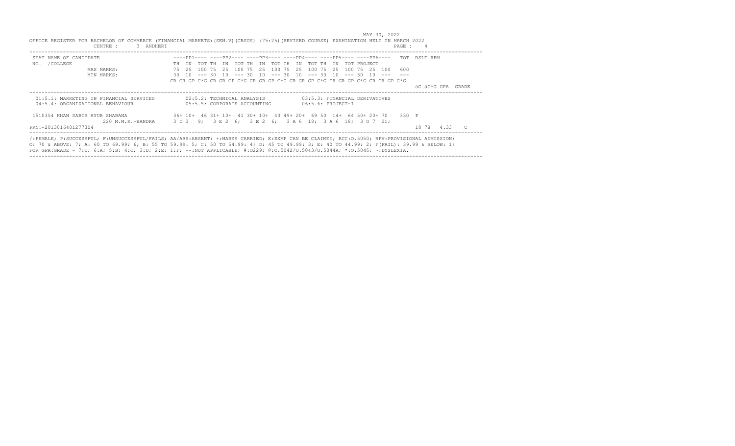MAY 30, 2022

OFFICE REGISTER FOR BACHELOR OF COMMERCE (FINANCIAL MARKETS)(SEM.V)(CBSGS) (75:25)(REVISED COURSE) EXAMINATION HELD IN MARCH 2022

CENTRE : 3 ANDHERI

PAGE : 4

```
SEAT NAME OF CANDIDATE                        ----PP1---- ----PP2---- ----PP3---- ----PP4---- ----PP5---- ----PP6----   TOT  RSLT REM
NO. /COLLEGE                                  TH  IN  TOT TH  IN  TOT TH  IN  TOT TH  IN  TOT TH  IN  TOT PROJECT
               MAX MARKS:                     75  25  100 75  25  100 75  25  100 75  25  100 75  25  100 75  25  100   600
               MIN MARKS:                     30  10  --- 30  10  --- 30  10  --- 30  10  --- 30  10  --- 30  10  ---   ---
                                              CR GR GP C*G CR GR GP C*G CR GR GP C*G CR GR GP C*G CR GR GP C*G CR GR GP C*G
                                                                                                                             äC äC*G GPA  GRADE

 01:5.1: MARKETING IN FINANCIAL SERVICES          02:5.2: TECHNICAL ANALYSIS           03:5.3: FINANCIAL DERIVATIVES
 04:5.4: ORGANIZATIONAL BEHAVIOUR                 05:5.5: CORPORATE ACCOUNTING         06:5.6: PROJECT-I

 1510354 KHAN SABIR AYUB SHABANA              36+ 10+  46 31+ 10+  41 30+ 10+  40 49+ 20+  69 50  14+  64 50+ 20+ 70    330  P
                  220 M.M.K.-BANDRA           3 D 3   9;  3 E 2  6;   3 E 2  6;   3 A 6  18;  3 A 6  18;  3 O 7  21;
PRN:-2013016401277304                                                                                                        18 78   4.33   C
```

/:FEMALE; P:SUCCESSFUL; F:UNSUCCESSFUL/FAILS; AA/ABS:ABSENT; +:MARKS CARRIED; E:EXMP CAN BE CLAIMED; RCC:O.5050; RPV:PROVISIONAL ADMISSION;
O: 70 & ABOVE: 7; A: 60 TO 69.99: 6; B: 55 TO 59.99: 5; C: 50 TO 54.99: 4; D: 45 TO 49.99: 3; E: 40 TO 44.99: 2; F(FAIL): 39.99 & BELOW: 1;
FOR GPA:GRADE - 7:O; 6:A; 5:B; 4:C; 3:D; 2:E; 1:F; --:NOT APPLICABLE; #:O229; @:O.5042/O.5043/O.5044A; *:O.5045; ~:DYSLEXIA.